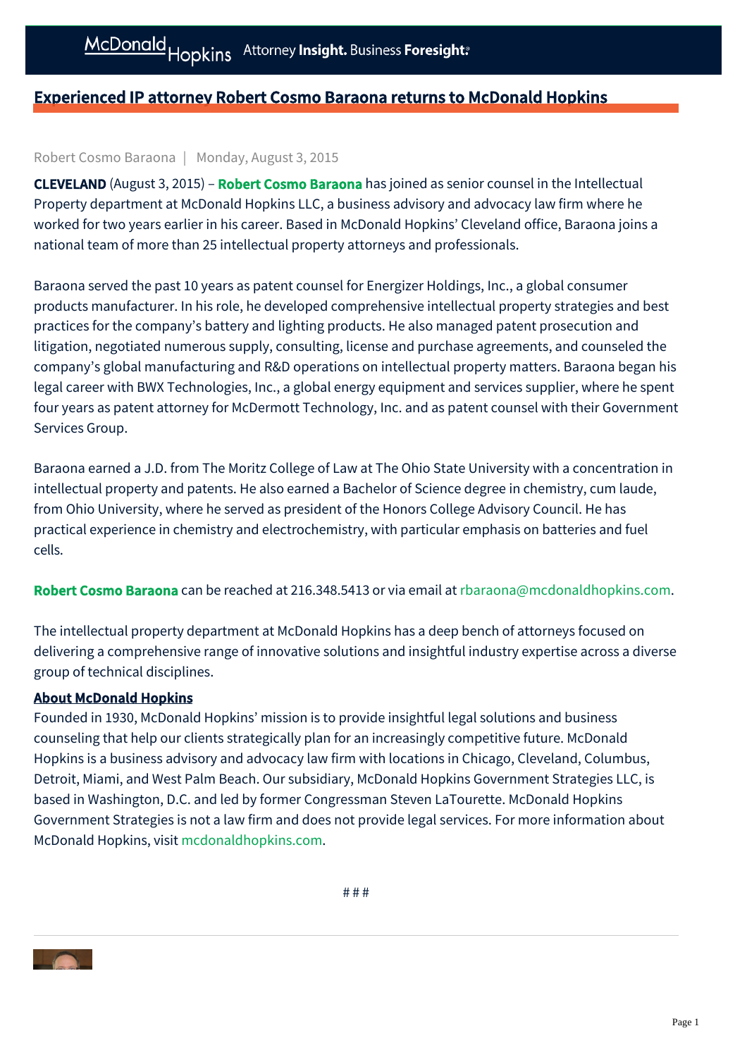# Experienced IP attorney Robert Cosmo Baraona returns to McDonald Hopkins

Robert Cosmo Baraona | Monday, August 3, 2015

**CLEVELAND** (August 3, 2015) – **Robert Cosmo Baraona** has joined as senior counsel in the Intellectual Property department at McDonald Hopkins LLC, a business advisory and advocacy law firm where he worked for two years earlier in his career. Based in McDonald Hopkins' Cleveland office, Baraona joins a national team of more than 25 intellectual property attorneys and professionals.

Baraona served the past 10 years as patent counsel for Energizer Holdings, Inc., a global consumer products manufacturer. In his role, he developed comprehensive intellectual property strategies and best practices for the company's battery and lighting products. He also managed patent prosecution and litigation, negotiated numerous supply, consulting, license and purchase agreements, and counseled the company's global manufacturing and R&D operations on intellectual property matters. Baraona began his legal career with BWX Technologies, Inc., a global energy equipment and services supplier, where he spent four years as patent attorney for McDermott Technology, Inc. and as patent counsel with their Government Services Group.

Baraona earned a J.D. from The Moritz College of Law at The Ohio State University with a concentration in intellectual property and patents. He also earned a Bachelor of Science degree in chemistry, cum laude, from Ohio University, where he served as president of the Honors College Advisory Council. He has practical experience in chemistry and electrochemistry, with particular emphasis on batteries and fuel cells.

**Robert Cosmo Baraona** can be reached at 216.348.5413 or via email at rbaraona@mcdonaldhopkins.com.

The intellectual property department at McDonald Hopkins has a deep bench of attorneys focused on delivering a comprehensive range of innovative solutions and insightful industry expertise across a diverse group of technical disciplines.

**About McDonald Hopkins**

Founded in 1930, McDonald Hopkins' mission is to provide insightful legal solutions and business counseling that help our clients strategically plan for an increasingly competitive future. McDonald Hopkins is a business advisory and advocacy law firm with locations in Chicago, Cleveland, Columbus, Detroit, Miami, and West Palm Beach. Our subsidiary, McDonald Hopkins Government Strategies LLC, is based in Washington, D.C. and led by former Congressman Steven LaTourette. McDonald Hopkins Government Strategies is not a law firm and does not provide legal services. For more information about McDonald Hopkins, visit mcdonaldhopkins.com.

# # #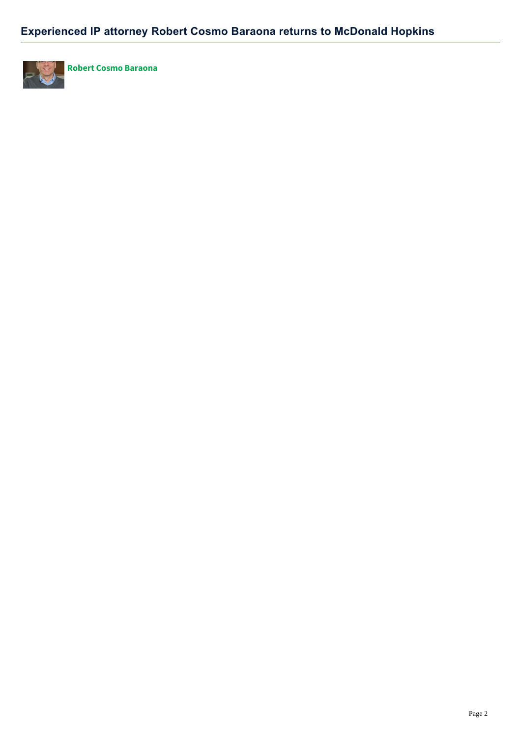**Robert Cosmo Baraona**